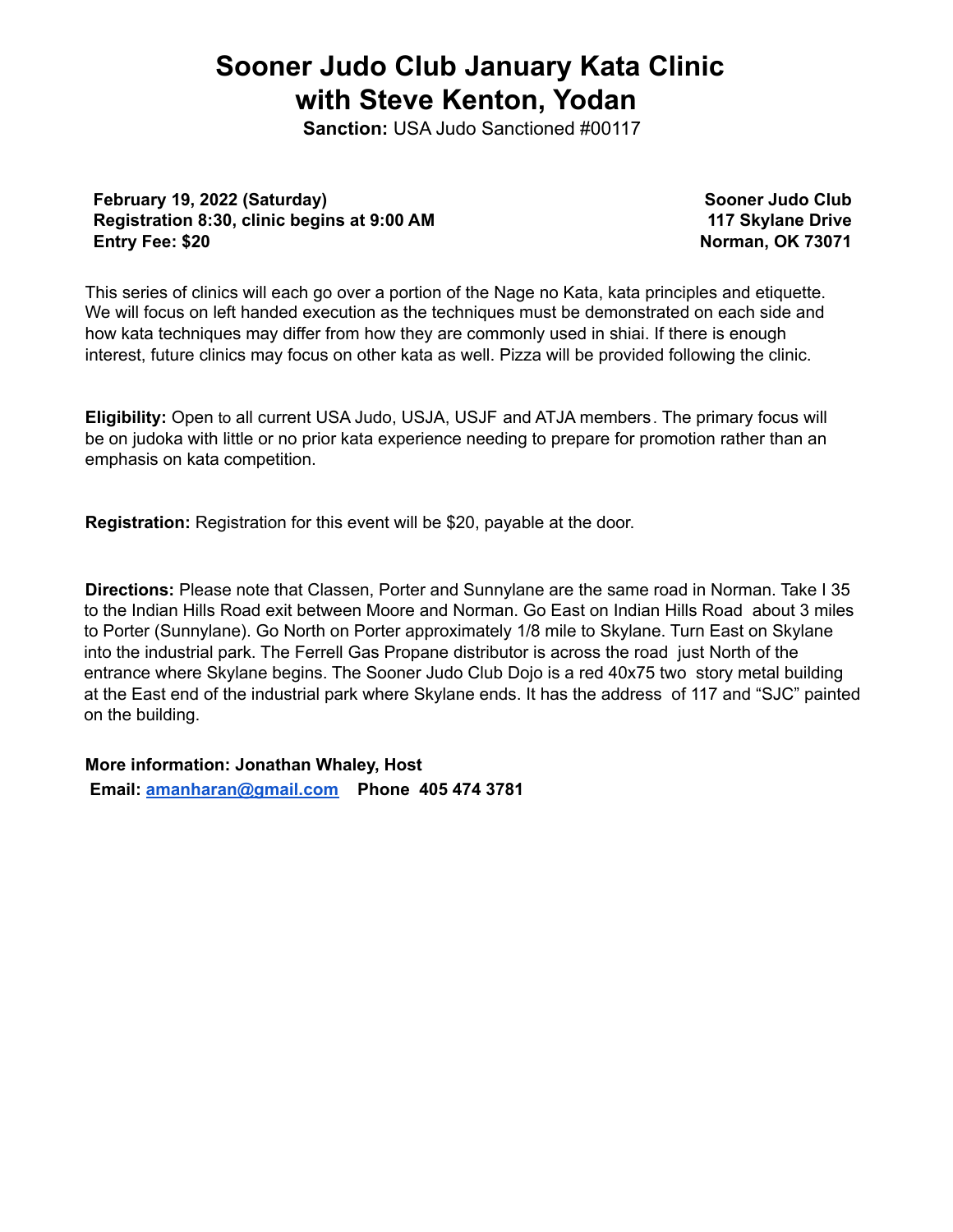# Sooner Judo Club January Kata Clinic with Steve Kenton, Yodan

**Sanction:** USA Judo Sanctioned #00117

**February 19, 2022 (Saturday)**
**Registration 8:30, clinic begins at 9:00 AM**
**Entry Fee: $20**

**Sooner Judo Club**
**117 Skylane Drive**
**Norman, OK 73071**

This series of clinics will each go over a portion of the Nage no Kata, kata principles and etiquette. We will focus on left handed execution as the techniques must be demonstrated on each side and how kata techniques may differ from how they are commonly used in shiai. If there is enough interest, future clinics may focus on other kata as well. Pizza will be provided following the clinic.

**Eligibility:** Open to all current USA Judo, USJA, USJF and ATJA members. The primary focus will be on judoka with little or no prior kata experience needing to prepare for promotion rather than an emphasis on kata competition.

**Registration:** Registration for this event will be $20, payable at the door.

**Directions:** Please note that Classen, Porter and Sunnylane are the same road in Norman. Take I 35 to the Indian Hills Road exit between Moore and Norman. Go East on Indian Hills Road about 3 miles to Porter (Sunnylane). Go North on Porter approximately 1/8 mile to Skylane. Turn East on Skylane into the industrial park. The Ferrell Gas Propane distributor is across the road just North of the entrance where Skylane begins. The Sooner Judo Club Dojo is a red 40x75 two story metal building at the East end of the industrial park where Skylane ends. It has the address of 117 and "SJC" painted on the building.

**More information: Jonathan Whaley, Host**
**Email: amanharan@gmail.com Phone 405 474 3781**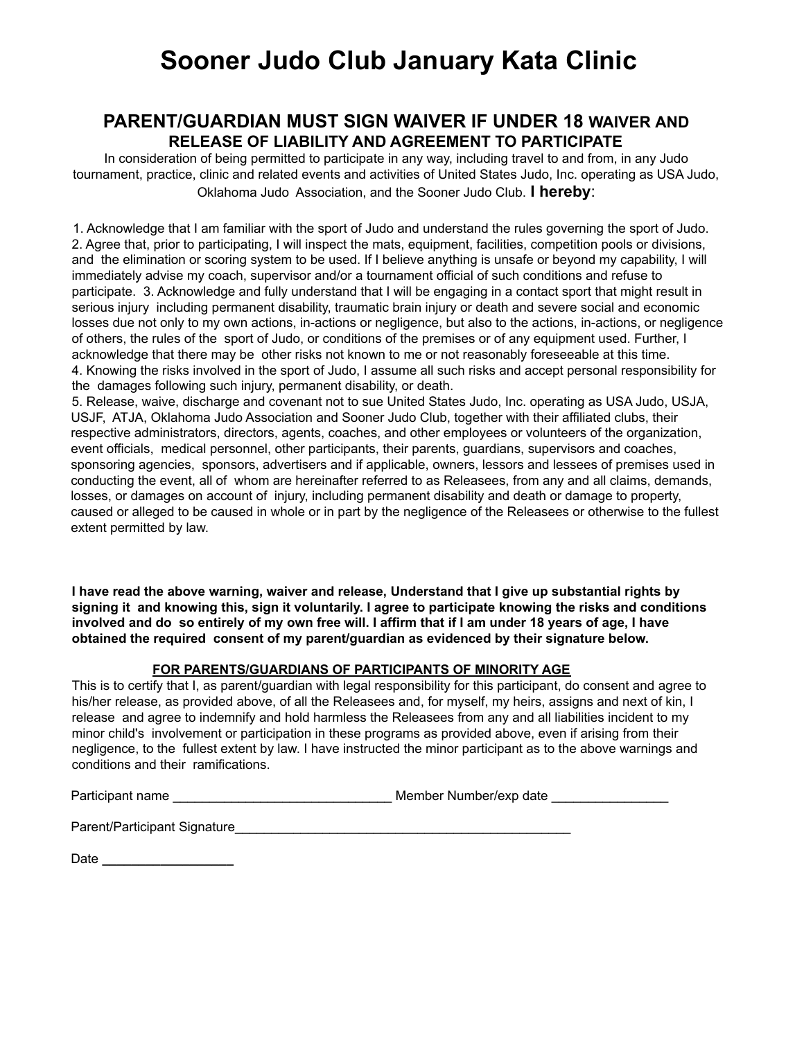# Sooner Judo Club January Kata Clinic

## PARENT/GUARDIAN MUST SIGN WAIVER IF UNDER 18 WAIVER AND RELEASE OF LIABILITY AND AGREEMENT TO PARTICIPATE

In consideration of being permitted to participate in any way, including travel to and from, in any Judo tournament, practice, clinic and related events and activities of United States Judo, Inc. operating as USA Judo, Oklahoma Judo Association, and the Sooner Judo Club. **I hereby**:

1. Acknowledge that I am familiar with the sport of Judo and understand the rules governing the sport of Judo.
2. Agree that, prior to participating, I will inspect the mats, equipment, facilities, competition pools or divisions, and the elimination or scoring system to be used. If I believe anything is unsafe or beyond my capability, I will immediately advise my coach, supervisor and/or a tournament official of such conditions and refuse to participate.
3. Acknowledge and fully understand that I will be engaging in a contact sport that might result in serious injury including permanent disability, traumatic brain injury or death and severe social and economic losses due not only to my own actions, in-actions or negligence, but also to the actions, in-actions, or negligence of others, the rules of the sport of Judo, or conditions of the premises or of any equipment used. Further, I acknowledge that there may be other risks not known to me or not reasonably foreseeable at this time.
4. Knowing the risks involved in the sport of Judo, I assume all such risks and accept personal responsibility for the damages following such injury, permanent disability, or death.
5. Release, waive, discharge and covenant not to sue United States Judo, Inc. operating as USA Judo, USJA, USJF, ATJA, Oklahoma Judo Association and Sooner Judo Club, together with their affiliated clubs, their respective administrators, directors, agents, coaches, and other employees or volunteers of the organization, event officials, medical personnel, other participants, their parents, guardians, supervisors and coaches, sponsoring agencies, sponsors, advertisers and if applicable, owners, lessors and lessees of premises used in conducting the event, all of whom are hereinafter referred to as Releasees, from any and all claims, demands, losses, or damages on account of injury, including permanent disability and death or damage to property, caused or alleged to be caused in whole or in part by the negligence of the Releasees or otherwise to the fullest extent permitted by law.

**I have read the above warning, waiver and release, Understand that I give up substantial rights by signing it and knowing this, sign it voluntarily. I agree to participate knowing the risks and conditions involved and do so entirely of my own free will. I affirm that if I am under 18 years of age, I have obtained the required consent of my parent/guardian as evidenced by their signature below.**

**FOR PARENTS/GUARDIANS OF PARTICIPANTS OF MINORITY AGE**

This is to certify that I, as parent/guardian with legal responsibility for this participant, do consent and agree to his/her release, as provided above, of all the Releasees and, for myself, my heirs, assigns and next of kin, I release and agree to indemnify and hold harmless the Releasees from any and all liabilities incident to my minor child's involvement or participation in these programs as provided above, even if arising from their negligence, to the fullest extent by law. I have instructed the minor participant as to the above warnings and conditions and their ramifications.

Participant name ______________________________ Member Number/exp date ________________

Parent/Participant Signature_______________________________________________

Date __________________